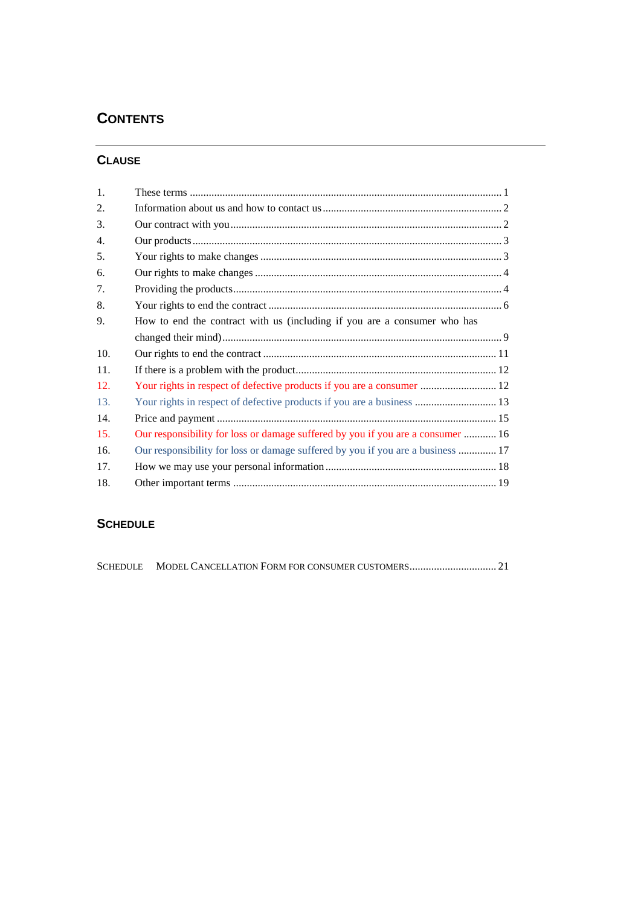# CONTENTS

## CLAUSE

| | | |
|---|---|---|
| 1. | These terms | 1 |
| 2. | Information about us and how to contact us | 2 |
| 3. | Our contract with you | 2 |
| 4. | Our products | 3 |
| 5. | Your rights to make changes | 3 |
| 6. | Our rights to make changes | 4 |
| 7. | Providing the products | 4 |
| 8. | Your rights to end the contract | 6 |
| 9. | How to end the contract with us (including if you are a consumer who has changed their mind) | 9 |
| 10. | Our rights to end the contract | 11 |
| 11. | If there is a problem with the product | 12 |
| 12. | Your rights in respect of defective products if you are a consumer | 12 |
| 13. | Your rights in respect of defective products if you are a business | 13 |
| 14. | Price and payment | 15 |
| 15. | Our responsibility for loss or damage suffered by you if you are a consumer | 16 |
| 16. | Our responsibility for loss or damage suffered by you if you are a business | 17 |
| 17. | How we may use your personal information | 18 |
| 18. | Other important terms | 19 |

## SCHEDULE

| | | |
|---|---|---|
| SCHEDULE | MODEL CANCELLATION FORM FOR CONSUMER CUSTOMERS | 21 |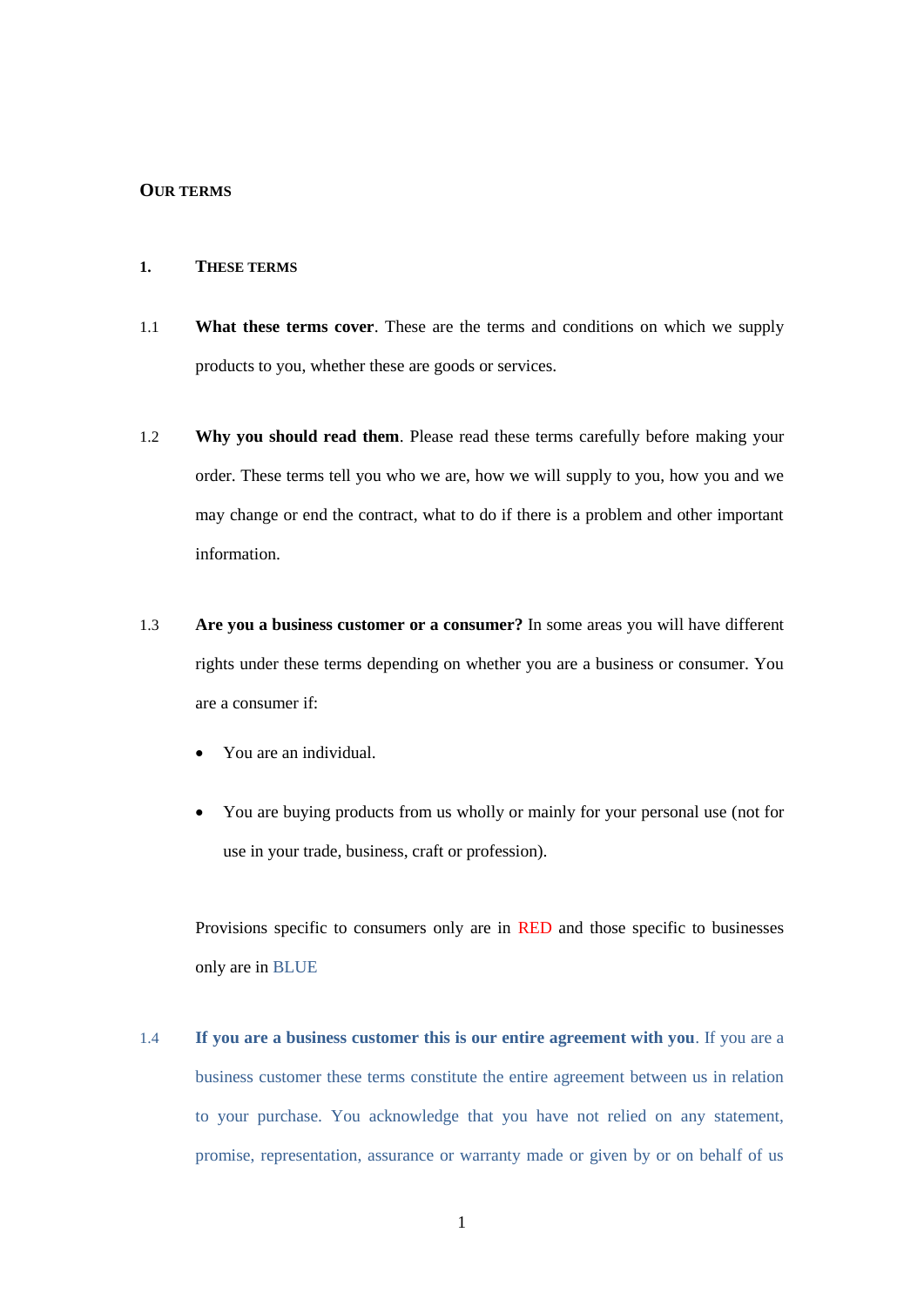# OUR TERMS

## 1. THESE TERMS

1.1 **What these terms cover**. These are the terms and conditions on which we supply products to you, whether these are goods or services.

1.2 **Why you should read them**. Please read these terms carefully before making your order. These terms tell you who we are, how we will supply to you, how you and we may change or end the contract, what to do if there is a problem and other important information.

1.3 **Are you a business customer or a consumer?** In some areas you will have different rights under these terms depending on whether you are a business or consumer. You are a consumer if:

- You are an individual.
- You are buying products from us wholly or mainly for your personal use (not for use in your trade, business, craft or profession).

Provisions specific to consumers only are in RED and those specific to businesses only are in BLUE

1.4 **If you are a business customer this is our entire agreement with you**. If you are a business customer these terms constitute the entire agreement between us in relation to your purchase. You acknowledge that you have not relied on any statement, promise, representation, assurance or warranty made or given by or on behalf of us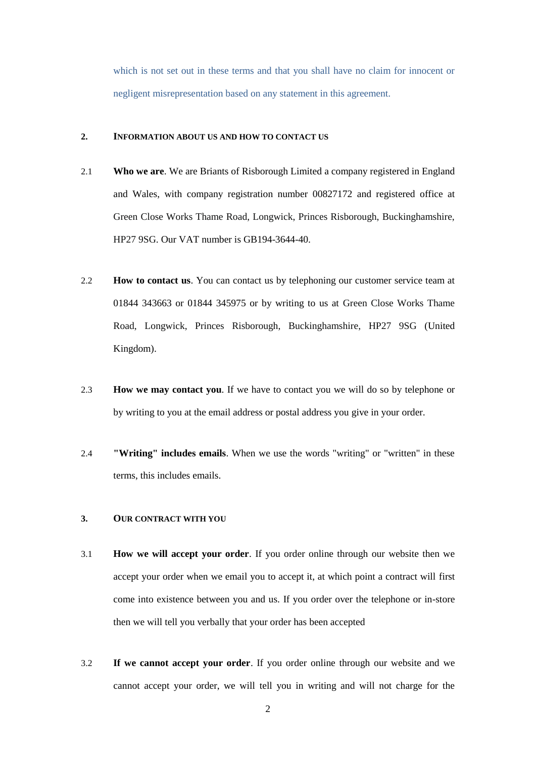which is not set out in these terms and that you shall have no claim for innocent or negligent misrepresentation based on any statement in this agreement.

## 2. INFORMATION ABOUT US AND HOW TO CONTACT US

2.1 **Who we are**. We are Briants of Risborough Limited a company registered in England and Wales, with company registration number 00827172 and registered office at Green Close Works Thame Road, Longwick, Princes Risborough, Buckinghamshire, HP27 9SG. Our VAT number is GB194-3644-40.

2.2 **How to contact us**. You can contact us by telephoning our customer service team at 01844 343663 or 01844 345975 or by writing to us at Green Close Works Thame Road, Longwick, Princes Risborough, Buckinghamshire, HP27 9SG (United Kingdom).

2.3 **How we may contact you**. If we have to contact you we will do so by telephone or by writing to you at the email address or postal address you give in your order.

2.4 **"Writing" includes emails**. When we use the words "writing" or "written" in these terms, this includes emails.

## 3. OUR CONTRACT WITH YOU

3.1 **How we will accept your order**. If you order online through our website then we accept your order when we email you to accept it, at which point a contract will first come into existence between you and us. If you order over the telephone or in-store then we will tell you verbally that your order has been accepted

3.2 **If we cannot accept your order**. If you order online through our website and we cannot accept your order, we will tell you in writing and will not charge for the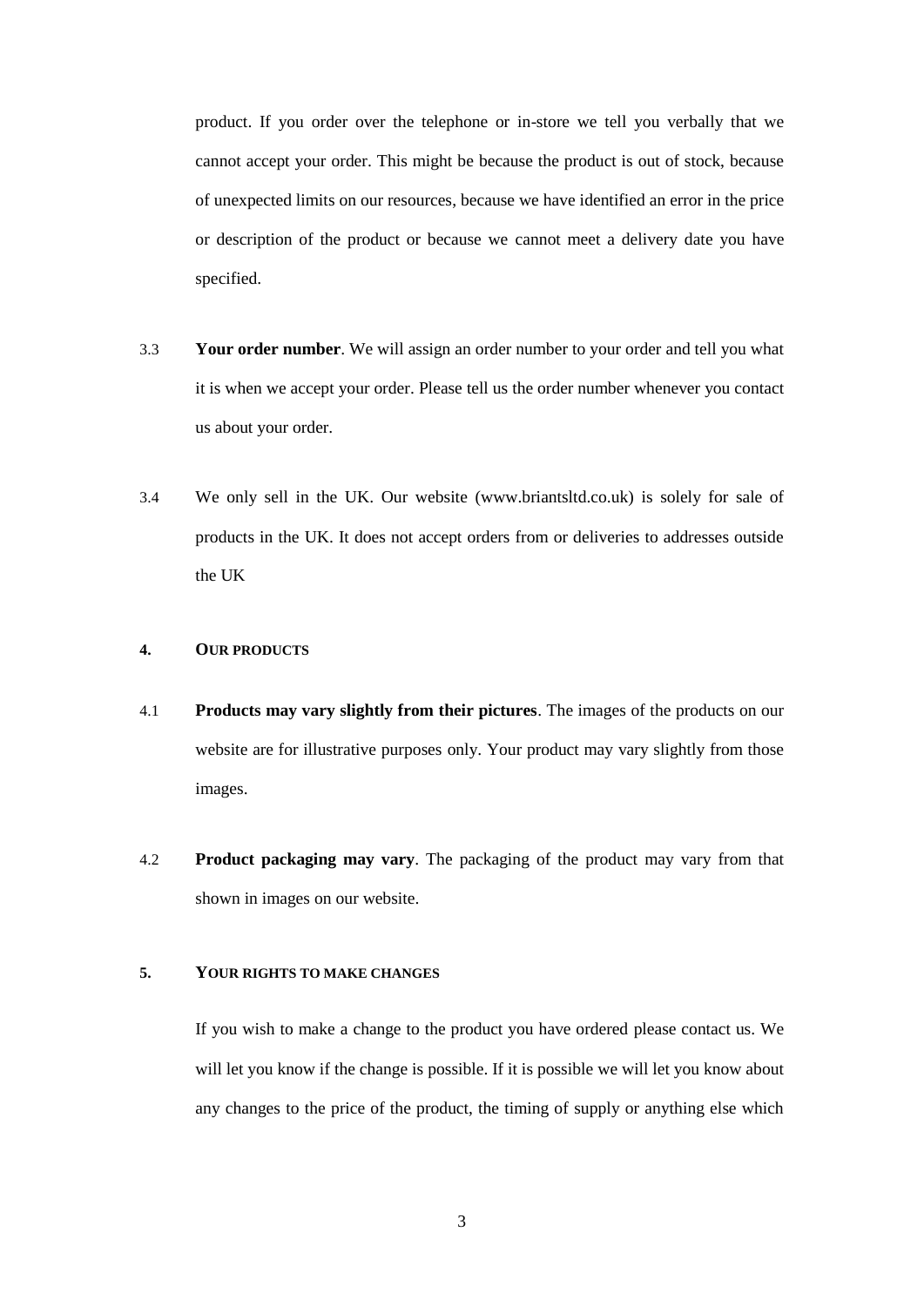product. If you order over the telephone or in-store we tell you verbally that we cannot accept your order. This might be because the product is out of stock, because of unexpected limits on our resources, because we have identified an error in the price or description of the product or because we cannot meet a delivery date you have specified.

3.3 **Your order number**. We will assign an order number to your order and tell you what it is when we accept your order. Please tell us the order number whenever you contact us about your order.

3.4 We only sell in the UK. Our website (www.briantsltd.co.uk) is solely for sale of products in the UK. It does not accept orders from or deliveries to addresses outside the UK

## 4. OUR PRODUCTS

4.1 **Products may vary slightly from their pictures**. The images of the products on our website are for illustrative purposes only. Your product may vary slightly from those images.

4.2 **Product packaging may vary**. The packaging of the product may vary from that shown in images on our website.

## 5. YOUR RIGHTS TO MAKE CHANGES

If you wish to make a change to the product you have ordered please contact us. We will let you know if the change is possible. If it is possible we will let you know about any changes to the price of the product, the timing of supply or anything else which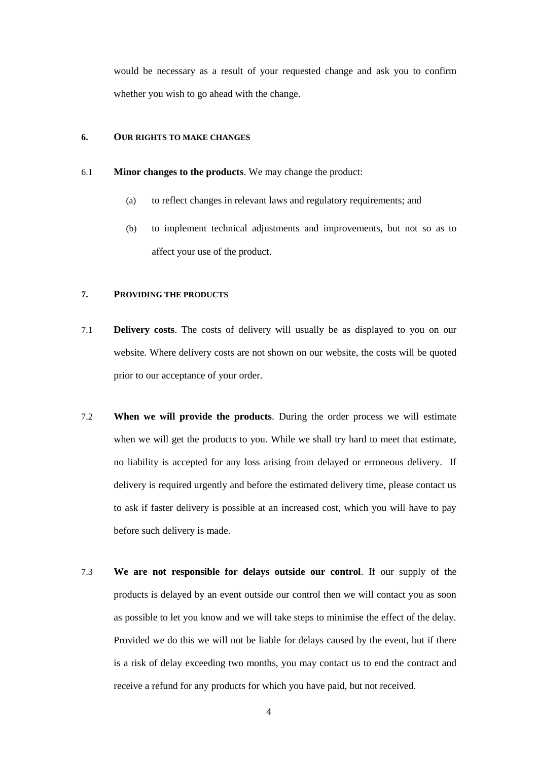would be necessary as a result of your requested change and ask you to confirm whether you wish to go ahead with the change.

## 6. OUR RIGHTS TO MAKE CHANGES

6.1 **Minor changes to the products**. We may change the product:

(a) to reflect changes in relevant laws and regulatory requirements; and

(b) to implement technical adjustments and improvements, but not so as to affect your use of the product.

## 7. PROVIDING THE PRODUCTS

7.1 **Delivery costs**. The costs of delivery will usually be as displayed to you on our website. Where delivery costs are not shown on our website, the costs will be quoted prior to our acceptance of your order.

7.2 **When we will provide the products**. During the order process we will estimate when we will get the products to you. While we shall try hard to meet that estimate, no liability is accepted for any loss arising from delayed or erroneous delivery. If delivery is required urgently and before the estimated delivery time, please contact us to ask if faster delivery is possible at an increased cost, which you will have to pay before such delivery is made.

7.3 **We are not responsible for delays outside our control**. If our supply of the products is delayed by an event outside our control then we will contact you as soon as possible to let you know and we will take steps to minimise the effect of the delay. Provided we do this we will not be liable for delays caused by the event, but if there is a risk of delay exceeding two months, you may contact us to end the contract and receive a refund for any products for which you have paid, but not received.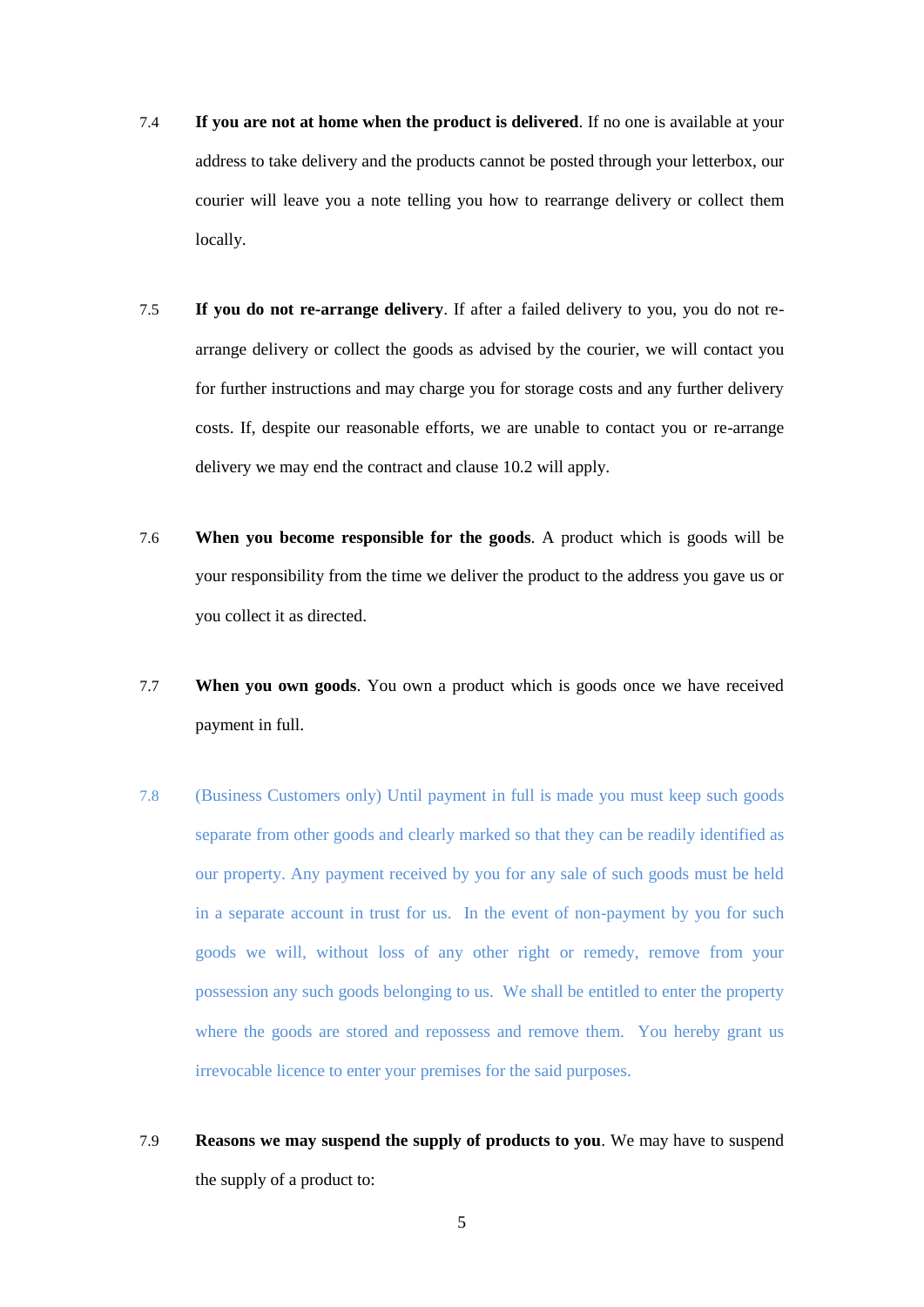7.4 **If you are not at home when the product is delivered**. If no one is available at your address to take delivery and the products cannot be posted through your letterbox, our courier will leave you a note telling you how to rearrange delivery or collect them locally.

7.5 **If you do not re-arrange delivery**. If after a failed delivery to you, you do not re-arrange delivery or collect the goods as advised by the courier, we will contact you for further instructions and may charge you for storage costs and any further delivery costs. If, despite our reasonable efforts, we are unable to contact you or re-arrange delivery we may end the contract and clause 10.2 will apply.

7.6 **When you become responsible for the goods**. A product which is goods will be your responsibility from the time we deliver the product to the address you gave us or you collect it as directed.

7.7 **When you own goods**. You own a product which is goods once we have received payment in full.

7.8 (Business Customers only) Until payment in full is made you must keep such goods separate from other goods and clearly marked so that they can be readily identified as our property. Any payment received by you for any sale of such goods must be held in a separate account in trust for us. In the event of non-payment by you for such goods we will, without loss of any other right or remedy, remove from your possession any such goods belonging to us. We shall be entitled to enter the property where the goods are stored and repossess and remove them. You hereby grant us irrevocable licence to enter your premises for the said purposes.

7.9 **Reasons we may suspend the supply of products to you**. We may have to suspend the supply of a product to: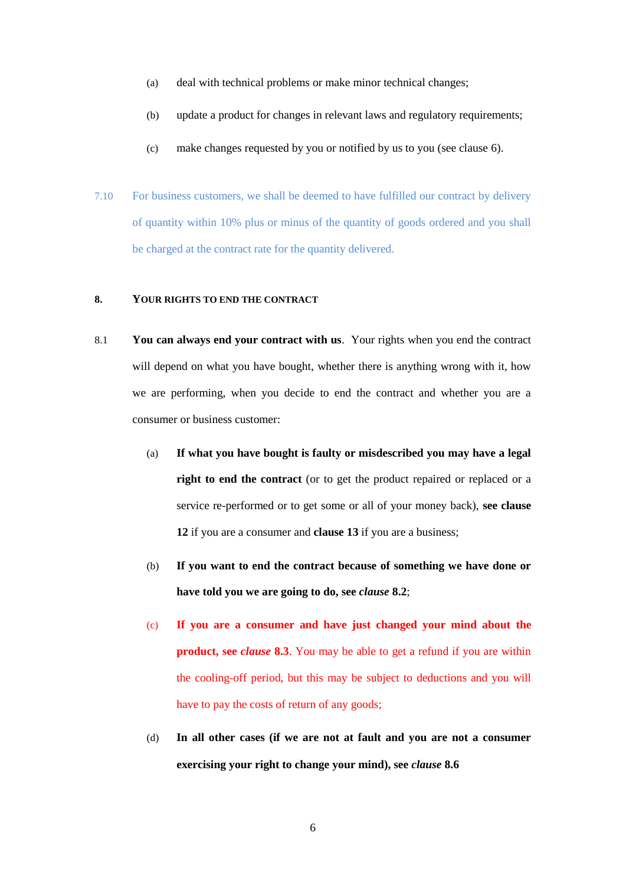(a) deal with technical problems or make minor technical changes;

(b) update a product for changes in relevant laws and regulatory requirements;

(c) make changes requested by you or notified by us to you (see clause 6).

7.10 For business customers, we shall be deemed to have fulfilled our contract by delivery of quantity within 10% plus or minus of the quantity of goods ordered and you shall be charged at the contract rate for the quantity delivered.

## 8. YOUR RIGHTS TO END THE CONTRACT

8.1 **You can always end your contract with us**. Your rights when you end the contract will depend on what you have bought, whether there is anything wrong with it, how we are performing, when you decide to end the contract and whether you are a consumer or business customer:

(a) **If what you have bought is faulty or misdescribed you may have a legal right to end the contract** (or to get the product repaired or replaced or a service re-performed or to get some or all of your money back), **see clause 12** if you are a consumer and **clause 13** if you are a business;

(b) **If you want to end the contract because of something we have done or have told you we are going to do, see *clause* 8.2**;

(c) **If you are a consumer and have just changed your mind about the product, see *clause* 8.3**. You may be able to get a refund if you are within the cooling-off period, but this may be subject to deductions and you will have to pay the costs of return of any goods;

(d) **In all other cases (if we are not at fault and you are not a consumer exercising your right to change your mind), see *clause* 8.6**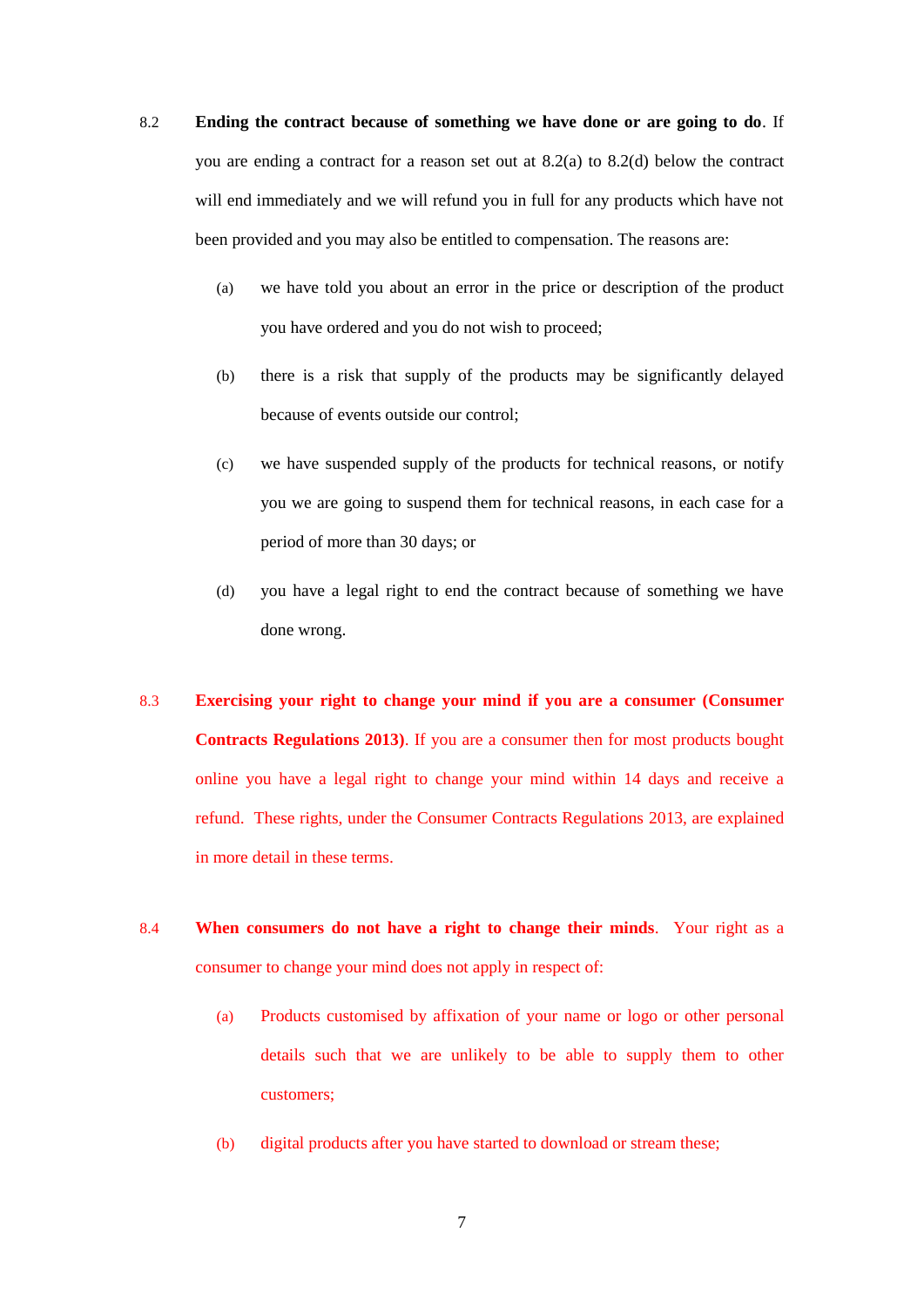8.2 **Ending the contract because of something we have done or are going to do**. If you are ending a contract for a reason set out at 8.2(a) to 8.2(d) below the contract will end immediately and we will refund you in full for any products which have not been provided and you may also be entitled to compensation. The reasons are:

(a) we have told you about an error in the price or description of the product you have ordered and you do not wish to proceed;

(b) there is a risk that supply of the products may be significantly delayed because of events outside our control;

(c) we have suspended supply of the products for technical reasons, or notify you we are going to suspend them for technical reasons, in each case for a period of more than 30 days; or

(d) you have a legal right to end the contract because of something we have done wrong.

8.3 **Exercising your right to change your mind if you are a consumer (Consumer Contracts Regulations 2013)**. If you are a consumer then for most products bought online you have a legal right to change your mind within 14 days and receive a refund. These rights, under the Consumer Contracts Regulations 2013, are explained in more detail in these terms.

8.4 **When consumers do not have a right to change their minds**. Your right as a consumer to change your mind does not apply in respect of:

(a) Products customised by affixation of your name or logo or other personal details such that we are unlikely to be able to supply them to other customers;

(b) digital products after you have started to download or stream these;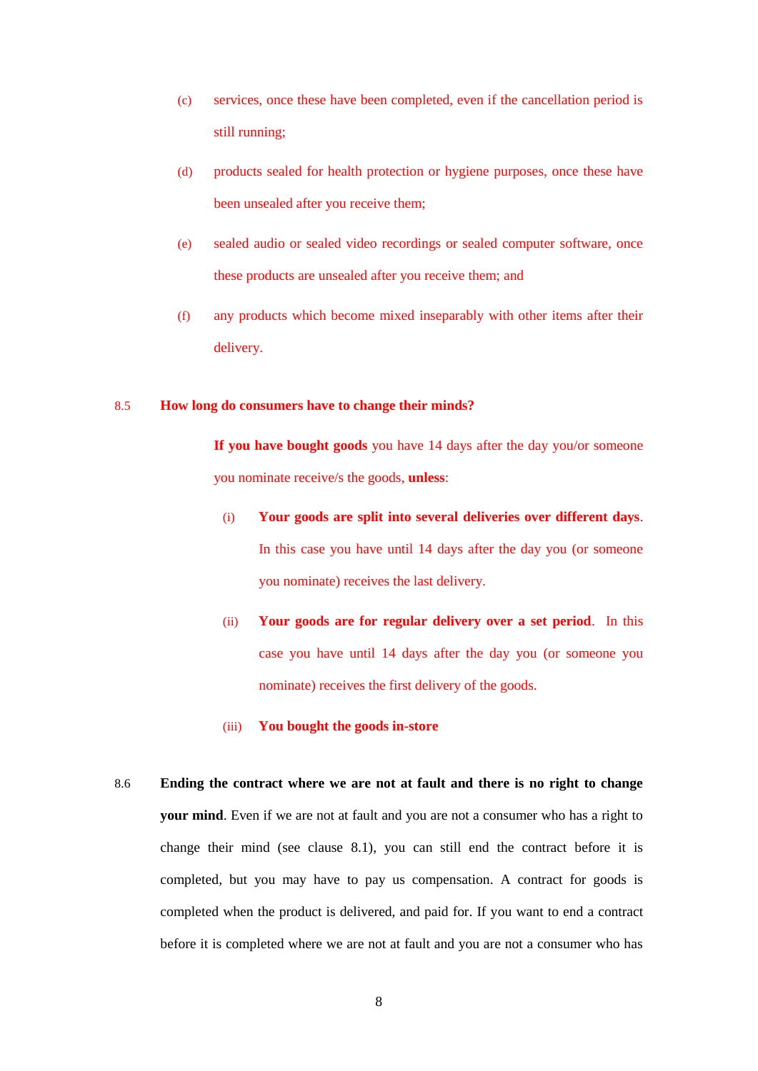(c) services, once these have been completed, even if the cancellation period is still running;

(d) products sealed for health protection or hygiene purposes, once these have been unsealed after you receive them;

(e) sealed audio or sealed video recordings or sealed computer software, once these products are unsealed after you receive them; and

(f) any products which become mixed inseparably with other items after their delivery.

8.5 **How long do consumers have to change their minds?**

**If you have bought goods** you have 14 days after the day you/or someone you nominate receive/s the goods, **unless**:

(i) **Your goods are split into several deliveries over different days**. In this case you have until 14 days after the day you (or someone you nominate) receives the last delivery.

(ii) **Your goods are for regular delivery over a set period**. In this case you have until 14 days after the day you (or someone you nominate) receives the first delivery of the goods.

(iii) **You bought the goods in-store**

8.6 **Ending the contract where we are not at fault and there is no right to change your mind**. Even if we are not at fault and you are not a consumer who has a right to change their mind (see clause 8.1), you can still end the contract before it is completed, but you may have to pay us compensation. A contract for goods is completed when the product is delivered, and paid for. If you want to end a contract before it is completed where we are not at fault and you are not a consumer who has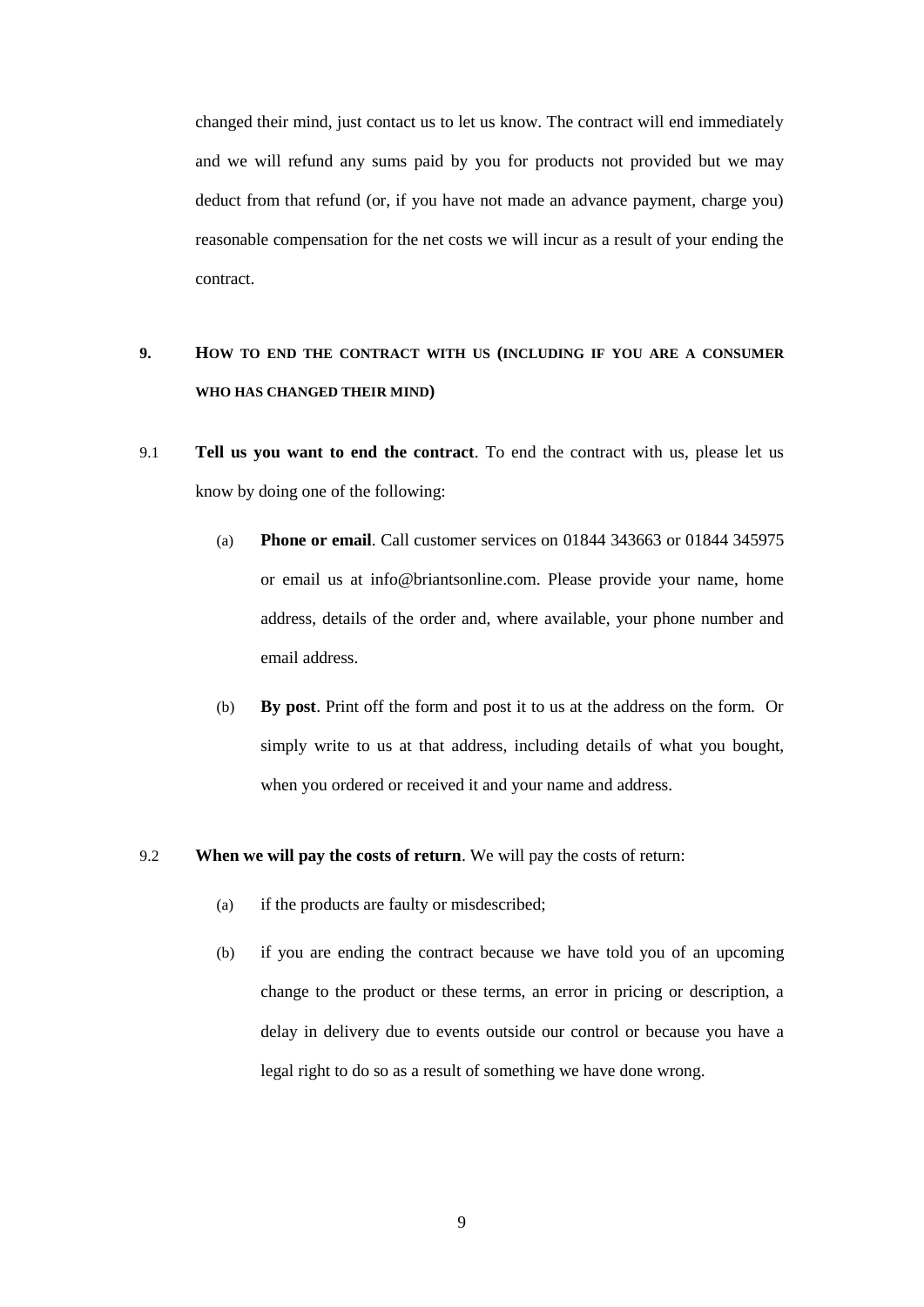changed their mind, just contact us to let us know. The contract will end immediately and we will refund any sums paid by you for products not provided but we may deduct from that refund (or, if you have not made an advance payment, charge you) reasonable compensation for the net costs we will incur as a result of your ending the contract.

## 9. HOW TO END THE CONTRACT WITH US (INCLUDING IF YOU ARE A CONSUMER WHO HAS CHANGED THEIR MIND)

9.1 **Tell us you want to end the contract**. To end the contract with us, please let us know by doing one of the following:

(a) **Phone or email**. Call customer services on 01844 343663 or 01844 345975 or email us at info@briantsonline.com. Please provide your name, home address, details of the order and, where available, your phone number and email address.

(b) **By post**. Print off the form and post it to us at the address on the form. Or simply write to us at that address, including details of what you bought, when you ordered or received it and your name and address.

9.2 **When we will pay the costs of return**. We will pay the costs of return:

(a) if the products are faulty or misdescribed;

(b) if you are ending the contract because we have told you of an upcoming change to the product or these terms, an error in pricing or description, a delay in delivery due to events outside our control or because you have a legal right to do so as a result of something we have done wrong.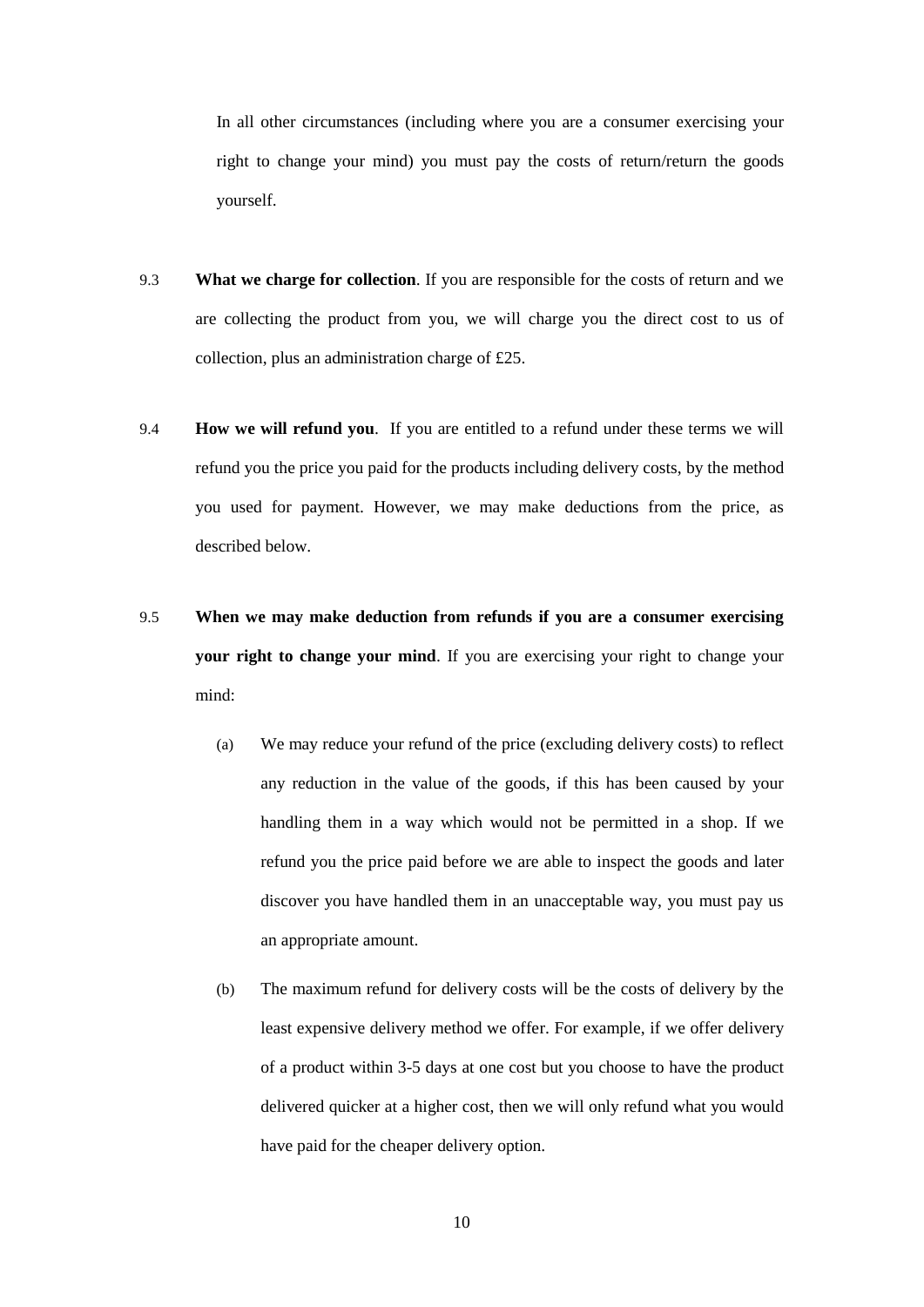In all other circumstances (including where you are a consumer exercising your right to change your mind) you must pay the costs of return/return the goods yourself.

9.3 **What we charge for collection**. If you are responsible for the costs of return and we are collecting the product from you, we will charge you the direct cost to us of collection, plus an administration charge of £25.

9.4 **How we will refund you**. If you are entitled to a refund under these terms we will refund you the price you paid for the products including delivery costs, by the method you used for payment. However, we may make deductions from the price, as described below.

9.5 **When we may make deduction from refunds if you are a consumer exercising your right to change your mind**. If you are exercising your right to change your mind:

(a) We may reduce your refund of the price (excluding delivery costs) to reflect any reduction in the value of the goods, if this has been caused by your handling them in a way which would not be permitted in a shop. If we refund you the price paid before we are able to inspect the goods and later discover you have handled them in an unacceptable way, you must pay us an appropriate amount.

(b) The maximum refund for delivery costs will be the costs of delivery by the least expensive delivery method we offer. For example, if we offer delivery of a product within 3-5 days at one cost but you choose to have the product delivered quicker at a higher cost, then we will only refund what you would have paid for the cheaper delivery option.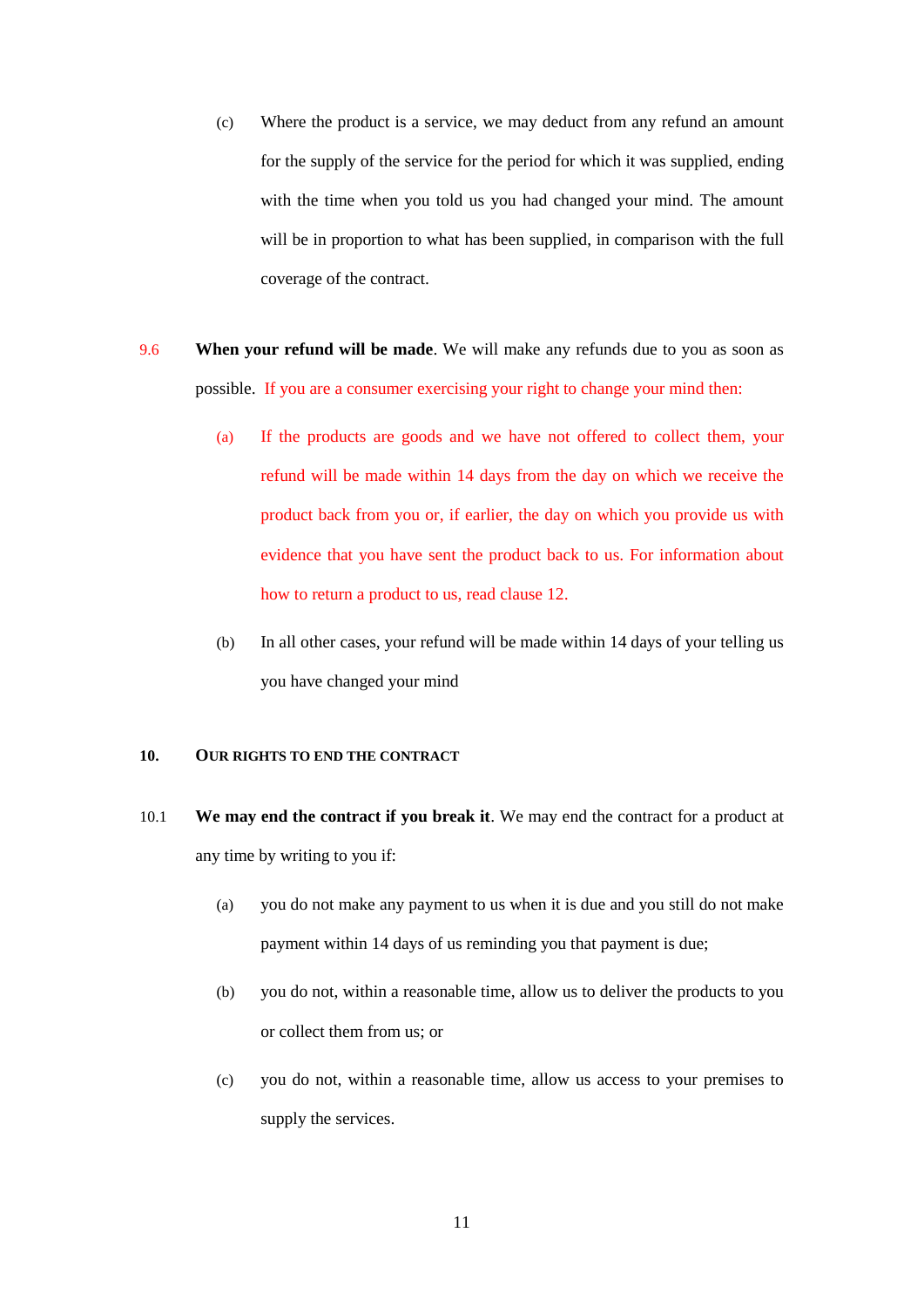(c) Where the product is a service, we may deduct from any refund an amount for the supply of the service for the period for which it was supplied, ending with the time when you told us you had changed your mind. The amount will be in proportion to what has been supplied, in comparison with the full coverage of the contract.

9.6 **When your refund will be made**. We will make any refunds due to you as soon as possible. If you are a consumer exercising your right to change your mind then:

(a) If the products are goods and we have not offered to collect them, your refund will be made within 14 days from the day on which we receive the product back from you or, if earlier, the day on which you provide us with evidence that you have sent the product back to us. For information about how to return a product to us, read clause 12.

(b) In all other cases, your refund will be made within 14 days of your telling us you have changed your mind

## 10. OUR RIGHTS TO END THE CONTRACT

10.1 **We may end the contract if you break it**. We may end the contract for a product at any time by writing to you if:

(a) you do not make any payment to us when it is due and you still do not make payment within 14 days of us reminding you that payment is due;

(b) you do not, within a reasonable time, allow us to deliver the products to you or collect them from us; or

(c) you do not, within a reasonable time, allow us access to your premises to supply the services.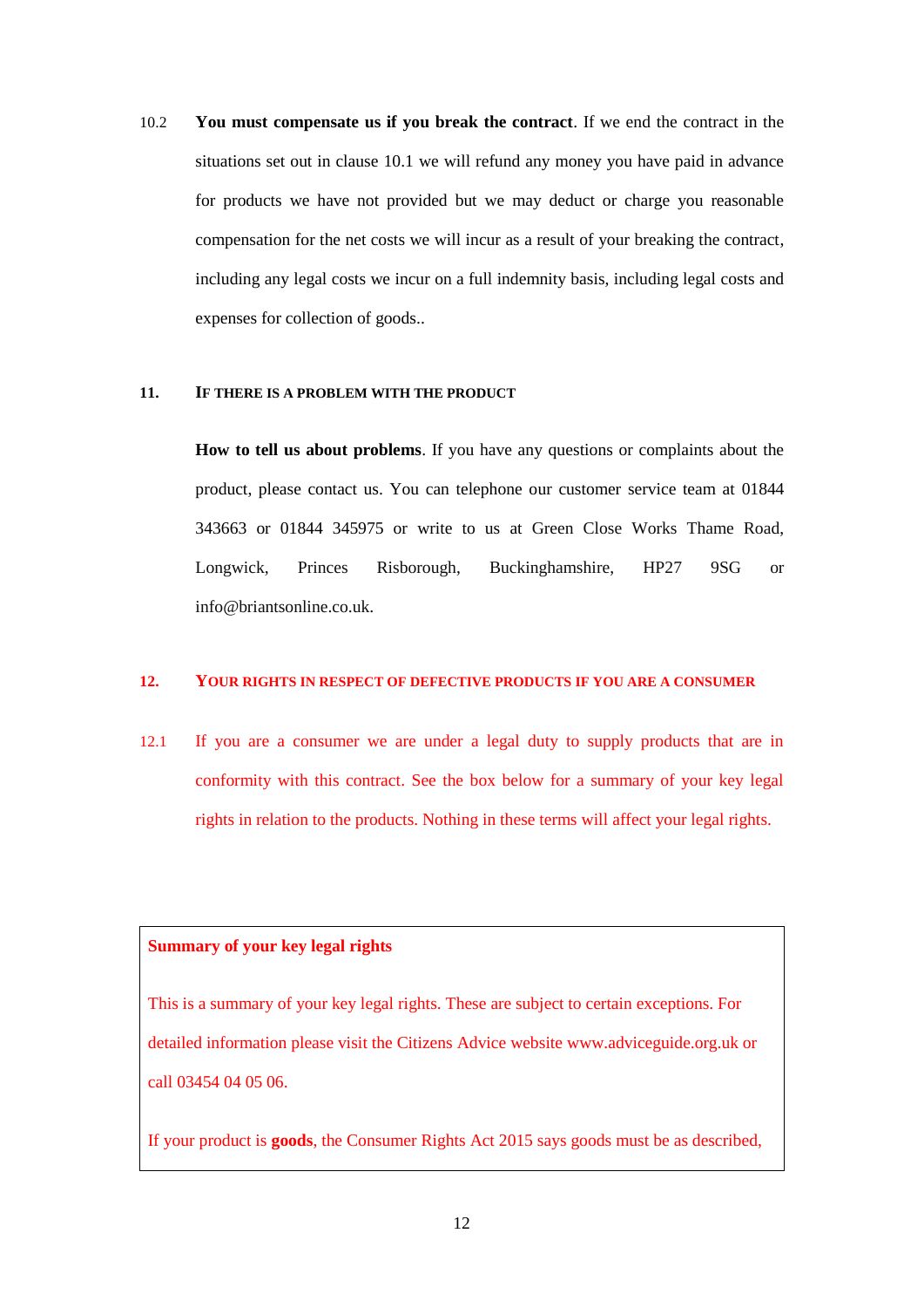10.2 **You must compensate us if you break the contract**. If we end the contract in the situations set out in clause 10.1 we will refund any money you have paid in advance for products we have not provided but we may deduct or charge you reasonable compensation for the net costs we will incur as a result of your breaking the contract, including any legal costs we incur on a full indemnity basis, including legal costs and expenses for collection of goods..

## 11. IF THERE IS A PROBLEM WITH THE PRODUCT

**How to tell us about problems**. If you have any questions or complaints about the product, please contact us. You can telephone our customer service team at 01844 343663 or 01844 345975 or write to us at Green Close Works Thame Road, Longwick, Princes Risborough, Buckinghamshire, HP27 9SG or info@briantsonline.co.uk.

## 12. YOUR RIGHTS IN RESPECT OF DEFECTIVE PRODUCTS IF YOU ARE A CONSUMER

12.1 If you are a consumer we are under a legal duty to supply products that are in conformity with this contract. See the box below for a summary of your key legal rights in relation to the products. Nothing in these terms will affect your legal rights.

**Summary of your key legal rights**

This is a summary of your key legal rights. These are subject to certain exceptions. For detailed information please visit the Citizens Advice website www.adviceguide.org.uk or call 03454 04 05 06.

If your product is **goods**, the Consumer Rights Act 2015 says goods must be as described,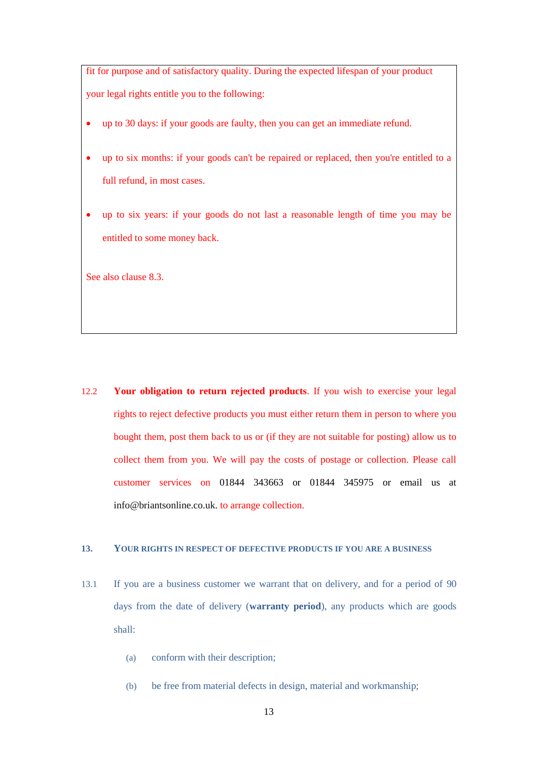fit for purpose and of satisfactory quality. During the expected lifespan of your product your legal rights entitle you to the following:

- up to 30 days: if your goods are faulty, then you can get an immediate refund.
- up to six months: if your goods can't be repaired or replaced, then you're entitled to a full refund, in most cases.
- up to six years: if your goods do not last a reasonable length of time you may be entitled to some money back.

See also clause 8.3.

12.2 **Your obligation to return rejected products**. If you wish to exercise your legal rights to reject defective products you must either return them in person to where you bought them, post them back to us or (if they are not suitable for posting) allow us to collect them from you. We will pay the costs of postage or collection. Please call customer services on 01844 343663 or 01844 345975 or email us at info@briantsonline.co.uk. to arrange collection.

## 13. YOUR RIGHTS IN RESPECT OF DEFECTIVE PRODUCTS IF YOU ARE A BUSINESS

13.1 If you are a business customer we warrant that on delivery, and for a period of 90 days from the date of delivery (**warranty period**), any products which are goods shall:

(a) conform with their description;

(b) be free from material defects in design, material and workmanship;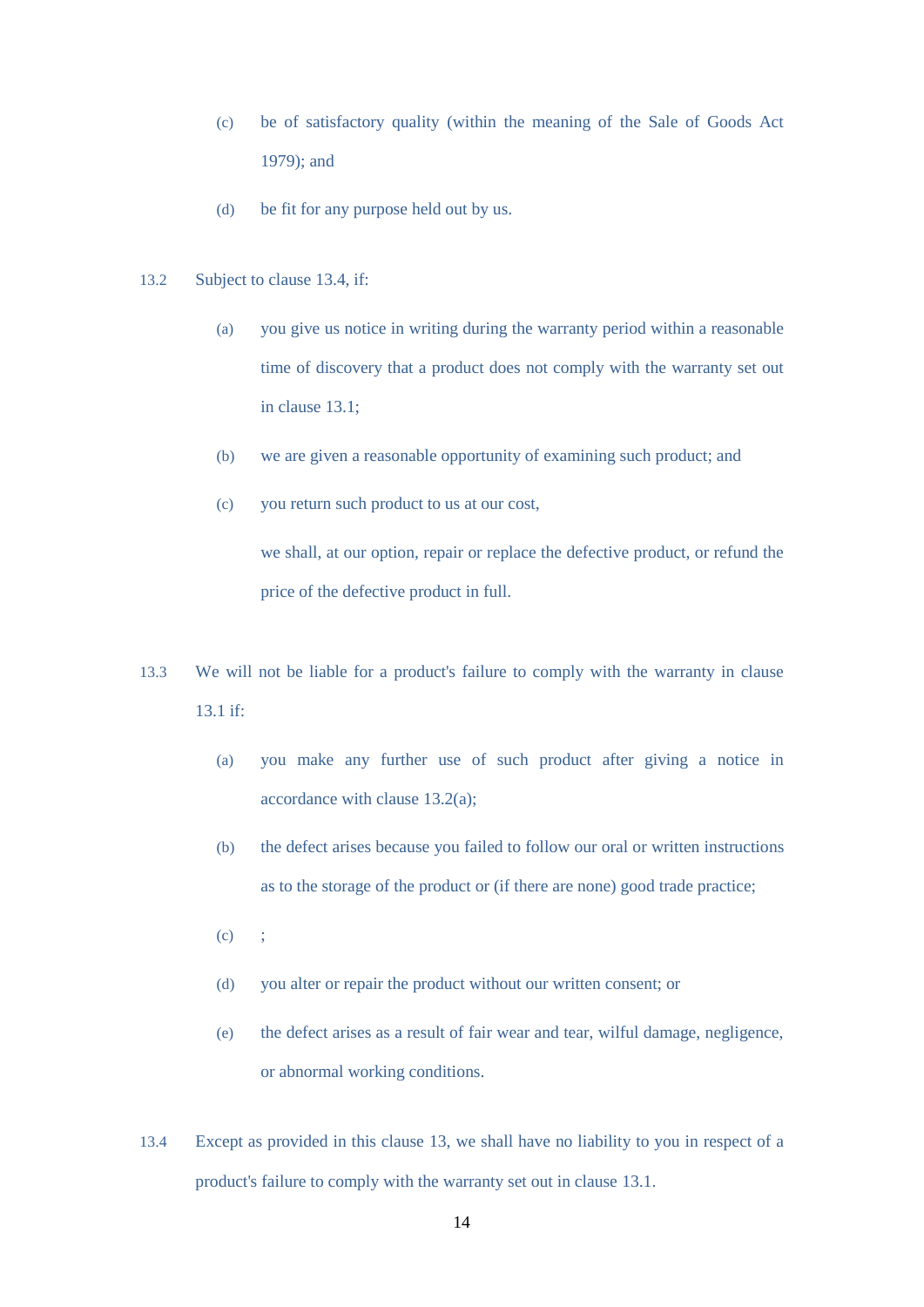(c) be of satisfactory quality (within the meaning of the Sale of Goods Act 1979); and

(d) be fit for any purpose held out by us.

13.2 Subject to clause 13.4, if:

(a) you give us notice in writing during the warranty period within a reasonable time of discovery that a product does not comply with the warranty set out in clause 13.1;

(b) we are given a reasonable opportunity of examining such product; and

(c) you return such product to us at our cost,

we shall, at our option, repair or replace the defective product, or refund the price of the defective product in full.

13.3 We will not be liable for a product's failure to comply with the warranty in clause 13.1 if:

(a) you make any further use of such product after giving a notice in accordance with clause 13.2(a);

(b) the defect arises because you failed to follow our oral or written instructions as to the storage of the product or (if there are none) good trade practice;

(c) ;

(d) you alter or repair the product without our written consent; or

(e) the defect arises as a result of fair wear and tear, wilful damage, negligence, or abnormal working conditions.

13.4 Except as provided in this clause 13, we shall have no liability to you in respect of a product's failure to comply with the warranty set out in clause 13.1.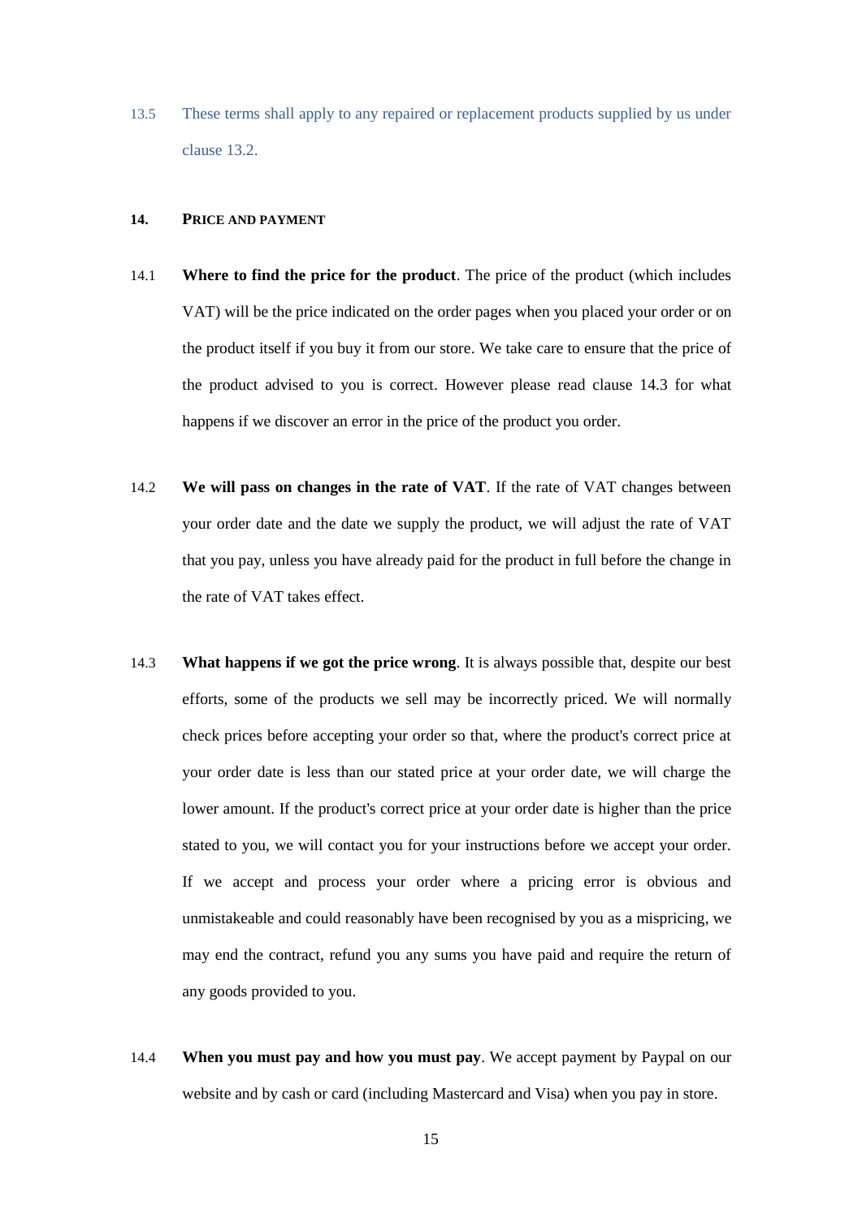13.5 These terms shall apply to any repaired or replacement products supplied by us under clause 13.2.

## 14. PRICE AND PAYMENT

14.1 **Where to find the price for the product**. The price of the product (which includes VAT) will be the price indicated on the order pages when you placed your order or on the product itself if you buy it from our store. We take care to ensure that the price of the product advised to you is correct. However please read clause 14.3 for what happens if we discover an error in the price of the product you order.

14.2 **We will pass on changes in the rate of VAT**. If the rate of VAT changes between your order date and the date we supply the product, we will adjust the rate of VAT that you pay, unless you have already paid for the product in full before the change in the rate of VAT takes effect.

14.3 **What happens if we got the price wrong**. It is always possible that, despite our best efforts, some of the products we sell may be incorrectly priced. We will normally check prices before accepting your order so that, where the product's correct price at your order date is less than our stated price at your order date, we will charge the lower amount. If the product's correct price at your order date is higher than the price stated to you, we will contact you for your instructions before we accept your order. If we accept and process your order where a pricing error is obvious and unmistakeable and could reasonably have been recognised by you as a mispricing, we may end the contract, refund you any sums you have paid and require the return of any goods provided to you.

14.4 **When you must pay and how you must pay**. We accept payment by Paypal on our website and by cash or card (including Mastercard and Visa) when you pay in store.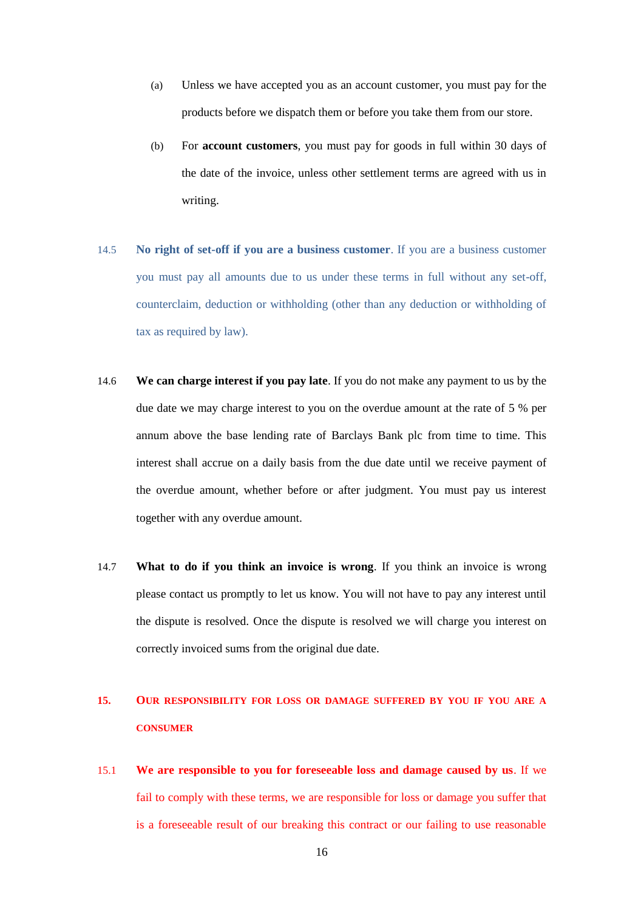(a) Unless we have accepted you as an account customer, you must pay for the products before we dispatch them or before you take them from our store.

(b) For **account customers**, you must pay for goods in full within 30 days of the date of the invoice, unless other settlement terms are agreed with us in writing.

14.5 **No right of set-off if you are a business customer**. If you are a business customer you must pay all amounts due to us under these terms in full without any set-off, counterclaim, deduction or withholding (other than any deduction or withholding of tax as required by law).

14.6 **We can charge interest if you pay late**. If you do not make any payment to us by the due date we may charge interest to you on the overdue amount at the rate of 5 % per annum above the base lending rate of Barclays Bank plc from time to time. This interest shall accrue on a daily basis from the due date until we receive payment of the overdue amount, whether before or after judgment. You must pay us interest together with any overdue amount.

14.7 **What to do if you think an invoice is wrong**. If you think an invoice is wrong please contact us promptly to let us know. You will not have to pay any interest until the dispute is resolved. Once the dispute is resolved we will charge you interest on correctly invoiced sums from the original due date.

## 15. OUR RESPONSIBILITY FOR LOSS OR DAMAGE SUFFERED BY YOU IF YOU ARE A CONSUMER

15.1 **We are responsible to you for foreseeable loss and damage caused by us**. If we fail to comply with these terms, we are responsible for loss or damage you suffer that is a foreseeable result of our breaking this contract or our failing to use reasonable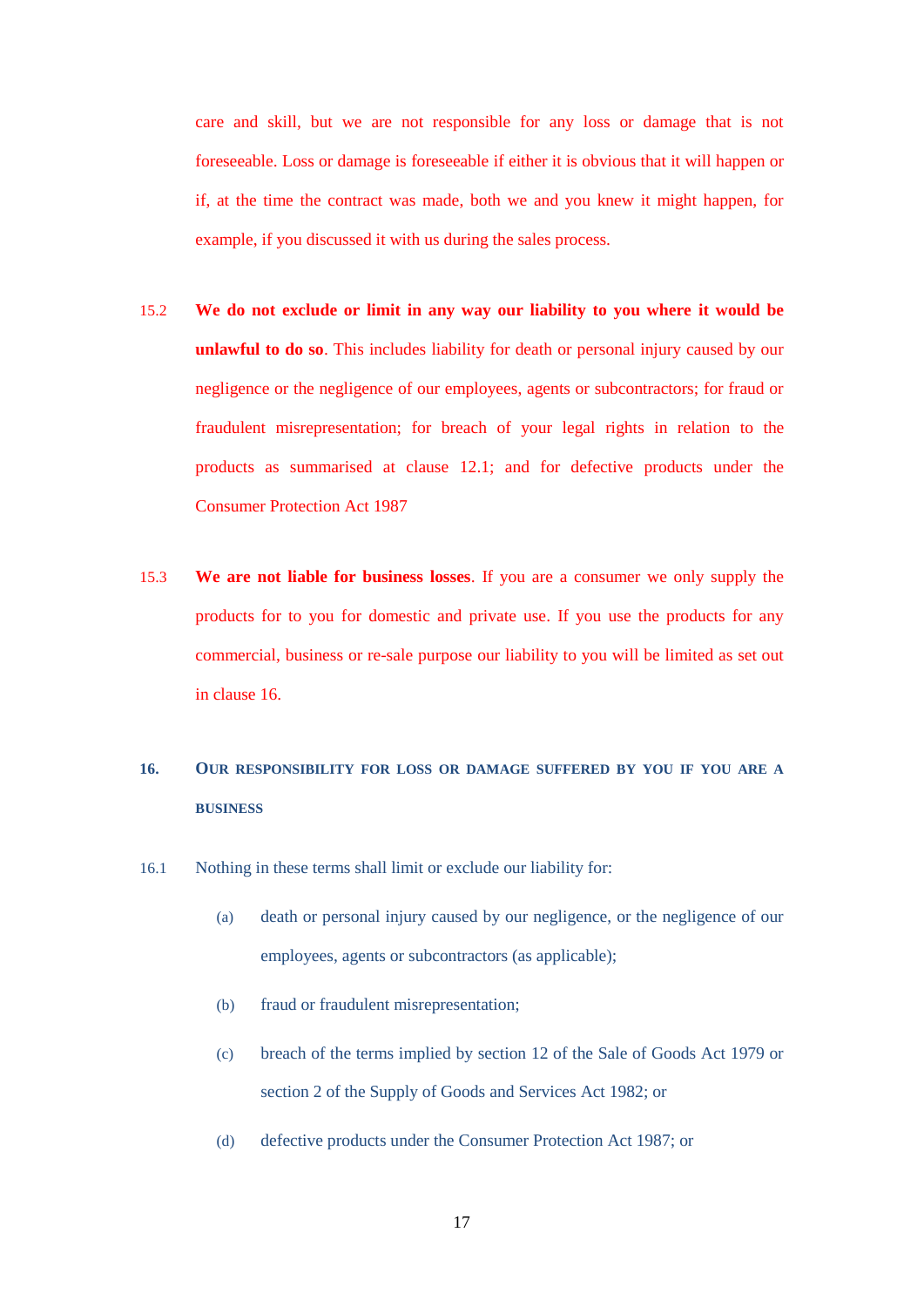care and skill, but we are not responsible for any loss or damage that is not foreseeable. Loss or damage is foreseeable if either it is obvious that it will happen or if, at the time the contract was made, both we and you knew it might happen, for example, if you discussed it with us during the sales process.

15.2 **We do not exclude or limit in any way our liability to you where it would be unlawful to do so**. This includes liability for death or personal injury caused by our negligence or the negligence of our employees, agents or subcontractors; for fraud or fraudulent misrepresentation; for breach of your legal rights in relation to the products as summarised at clause 12.1; and for defective products under the Consumer Protection Act 1987

15.3 **We are not liable for business losses**. If you are a consumer we only supply the products for to you for domestic and private use. If you use the products for any commercial, business or re-sale purpose our liability to you will be limited as set out in clause 16.

## 16. Our responsibility for loss or damage suffered by you if you are a business

16.1 Nothing in these terms shall limit or exclude our liability for:

(a) death or personal injury caused by our negligence, or the negligence of our employees, agents or subcontractors (as applicable);

(b) fraud or fraudulent misrepresentation;

(c) breach of the terms implied by section 12 of the Sale of Goods Act 1979 or section 2 of the Supply of Goods and Services Act 1982; or

(d) defective products under the Consumer Protection Act 1987; or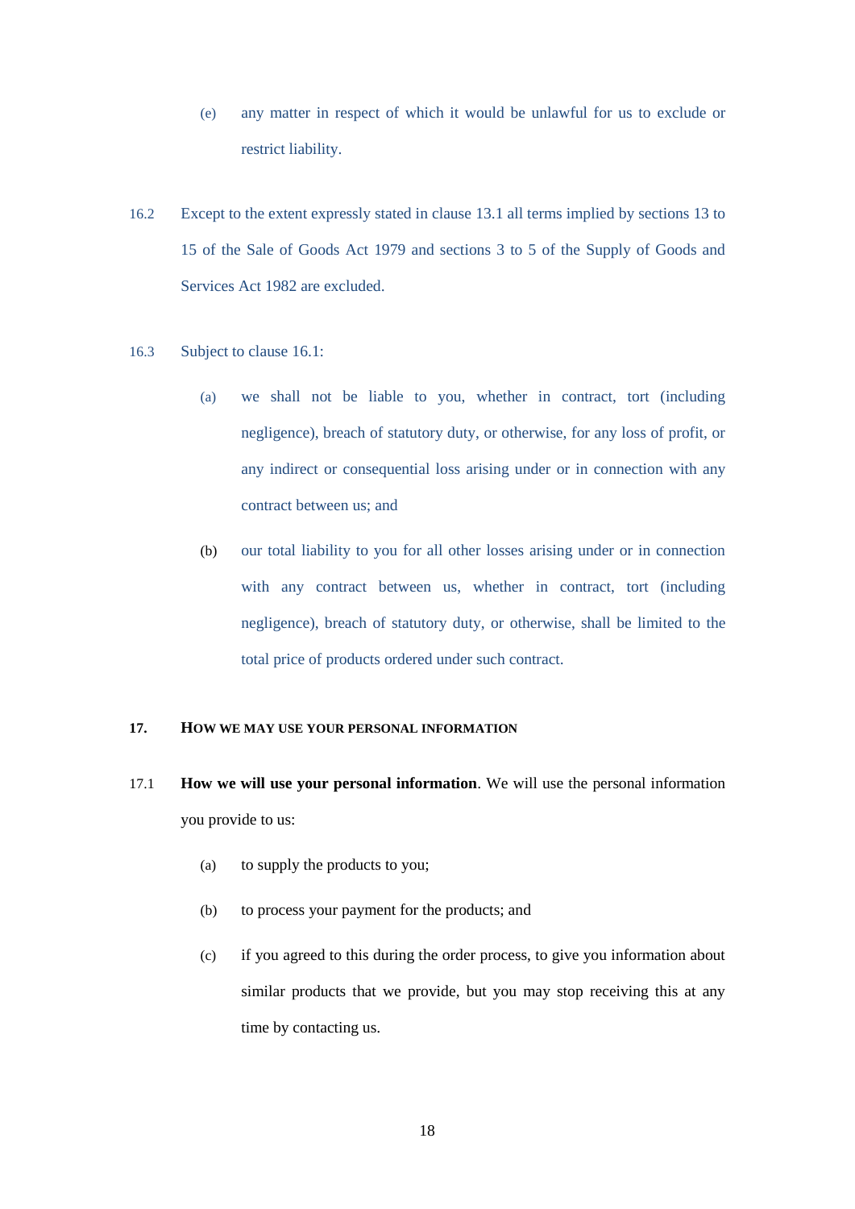(e) any matter in respect of which it would be unlawful for us to exclude or restrict liability.

16.2 Except to the extent expressly stated in clause 13.1 all terms implied by sections 13 to 15 of the Sale of Goods Act 1979 and sections 3 to 5 of the Supply of Goods and Services Act 1982 are excluded.

16.3 Subject to clause 16.1:

(a) we shall not be liable to you, whether in contract, tort (including negligence), breach of statutory duty, or otherwise, for any loss of profit, or any indirect or consequential loss arising under or in connection with any contract between us; and

(b) our total liability to you for all other losses arising under or in connection with any contract between us, whether in contract, tort (including negligence), breach of statutory duty, or otherwise, shall be limited to the total price of products ordered under such contract.

## 17. HOW WE MAY USE YOUR PERSONAL INFORMATION

17.1 **How we will use your personal information**. We will use the personal information you provide to us:

(a) to supply the products to you;

(b) to process your payment for the products; and

(c) if you agreed to this during the order process, to give you information about similar products that we provide, but you may stop receiving this at any time by contacting us.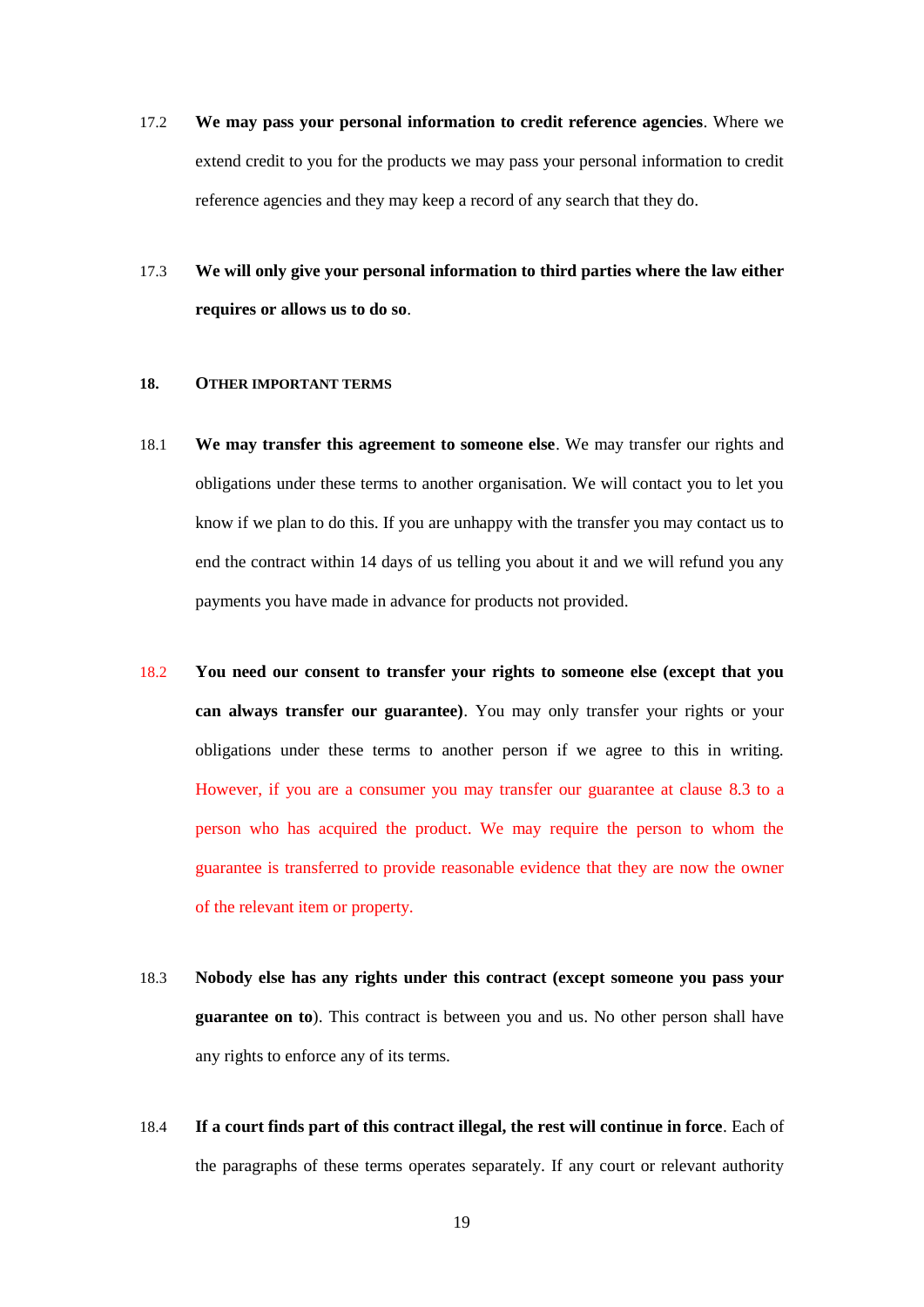17.2 **We may pass your personal information to credit reference agencies**. Where we extend credit to you for the products we may pass your personal information to credit reference agencies and they may keep a record of any search that they do.

17.3 **We will only give your personal information to third parties where the law either requires or allows us to do so**.

## 18. OTHER IMPORTANT TERMS

18.1 **We may transfer this agreement to someone else**. We may transfer our rights and obligations under these terms to another organisation. We will contact you to let you know if we plan to do this. If you are unhappy with the transfer you may contact us to end the contract within 14 days of us telling you about it and we will refund you any payments you have made in advance for products not provided.

18.2 **You need our consent to transfer your rights to someone else (except that you can always transfer our guarantee)**. You may only transfer your rights or your obligations under these terms to another person if we agree to this in writing. However, if you are a consumer you may transfer our guarantee at clause 8.3 to a person who has acquired the product. We may require the person to whom the guarantee is transferred to provide reasonable evidence that they are now the owner of the relevant item or property.

18.3 **Nobody else has any rights under this contract (except someone you pass your guarantee on to**). This contract is between you and us. No other person shall have any rights to enforce any of its terms.

18.4 **If a court finds part of this contract illegal, the rest will continue in force**. Each of the paragraphs of these terms operates separately. If any court or relevant authority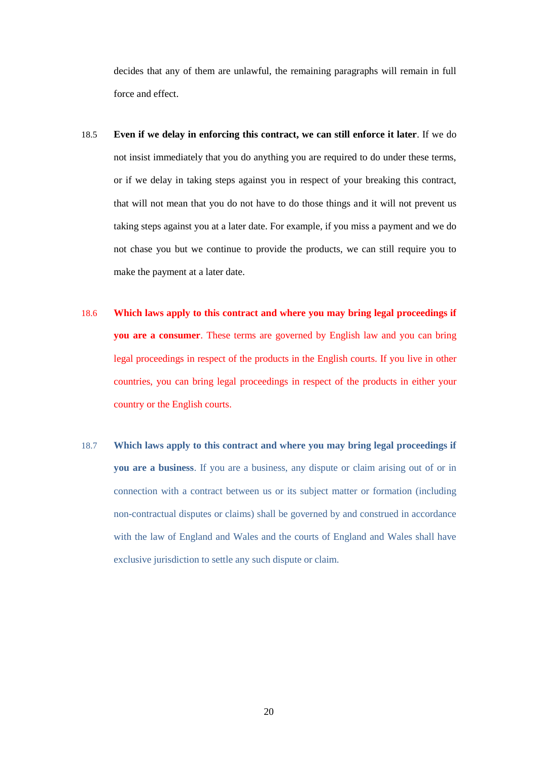decides that any of them are unlawful, the remaining paragraphs will remain in full force and effect.

18.5 **Even if we delay in enforcing this contract, we can still enforce it later**. If we do not insist immediately that you do anything you are required to do under these terms, or if we delay in taking steps against you in respect of your breaking this contract, that will not mean that you do not have to do those things and it will not prevent us taking steps against you at a later date. For example, if you miss a payment and we do not chase you but we continue to provide the products, we can still require you to make the payment at a later date.

18.6 **Which laws apply to this contract and where you may bring legal proceedings if you are a consumer**. These terms are governed by English law and you can bring legal proceedings in respect of the products in the English courts. If you live in other countries, you can bring legal proceedings in respect of the products in either your country or the English courts.

18.7 **Which laws apply to this contract and where you may bring legal proceedings if you are a business**. If you are a business, any dispute or claim arising out of or in connection with a contract between us or its subject matter or formation (including non-contractual disputes or claims) shall be governed by and construed in accordance with the law of England and Wales and the courts of England and Wales shall have exclusive jurisdiction to settle any such dispute or claim.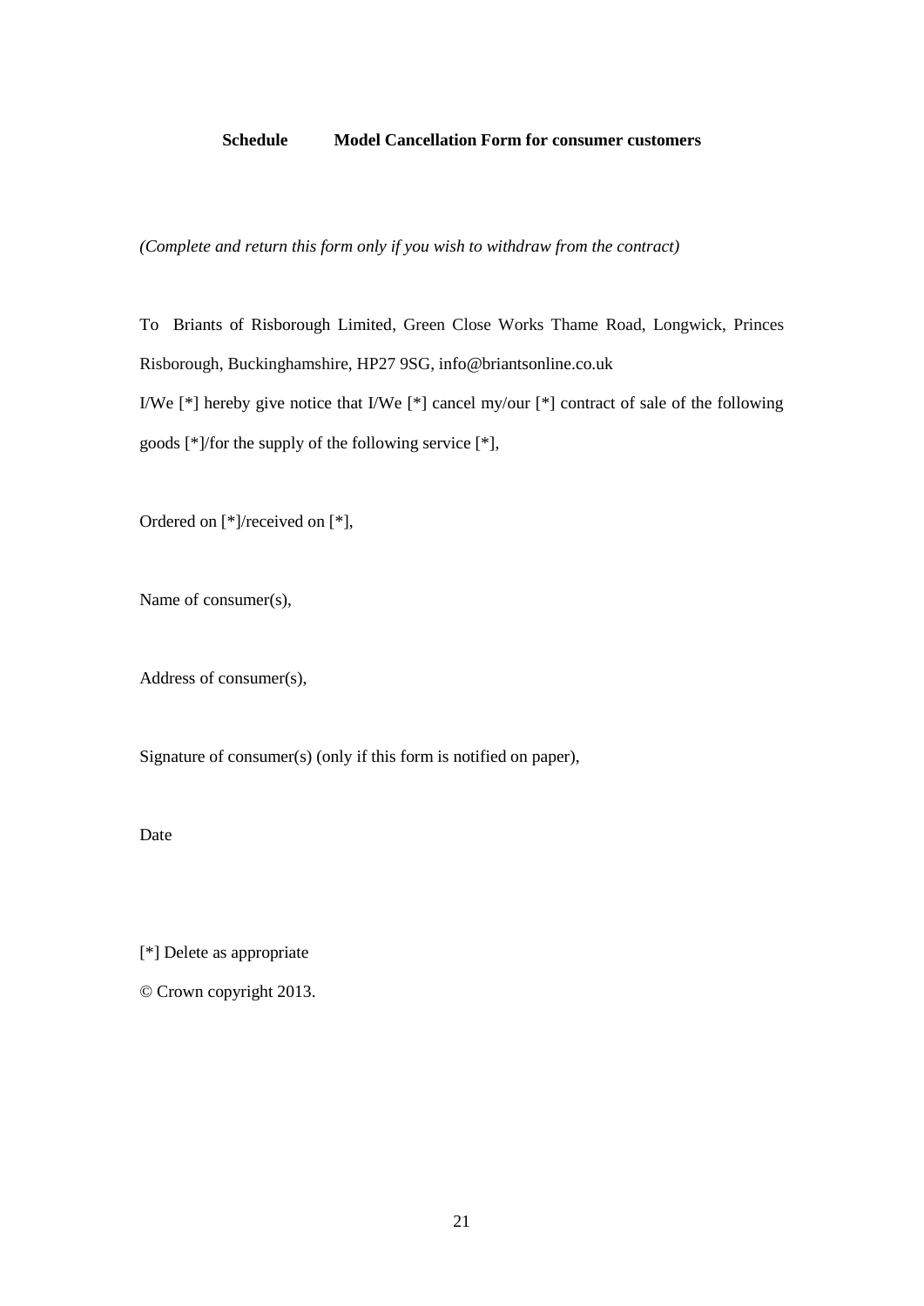## Schedule Model Cancellation Form for consumer customers

*(Complete and return this form only if you wish to withdraw from the contract)*

To Briants of Risborough Limited, Green Close Works Thame Road, Longwick, Princes Risborough, Buckinghamshire, HP27 9SG, info@briantsonline.co.uk

I/We [*] hereby give notice that I/We [*] cancel my/our [*] contract of sale of the following goods [*]/for the supply of the following service [*],

Ordered on [*]/received on [*],

Name of consumer(s),

Address of consumer(s),

Signature of consumer(s) (only if this form is notified on paper),

Date

[*] Delete as appropriate

© Crown copyright 2013.